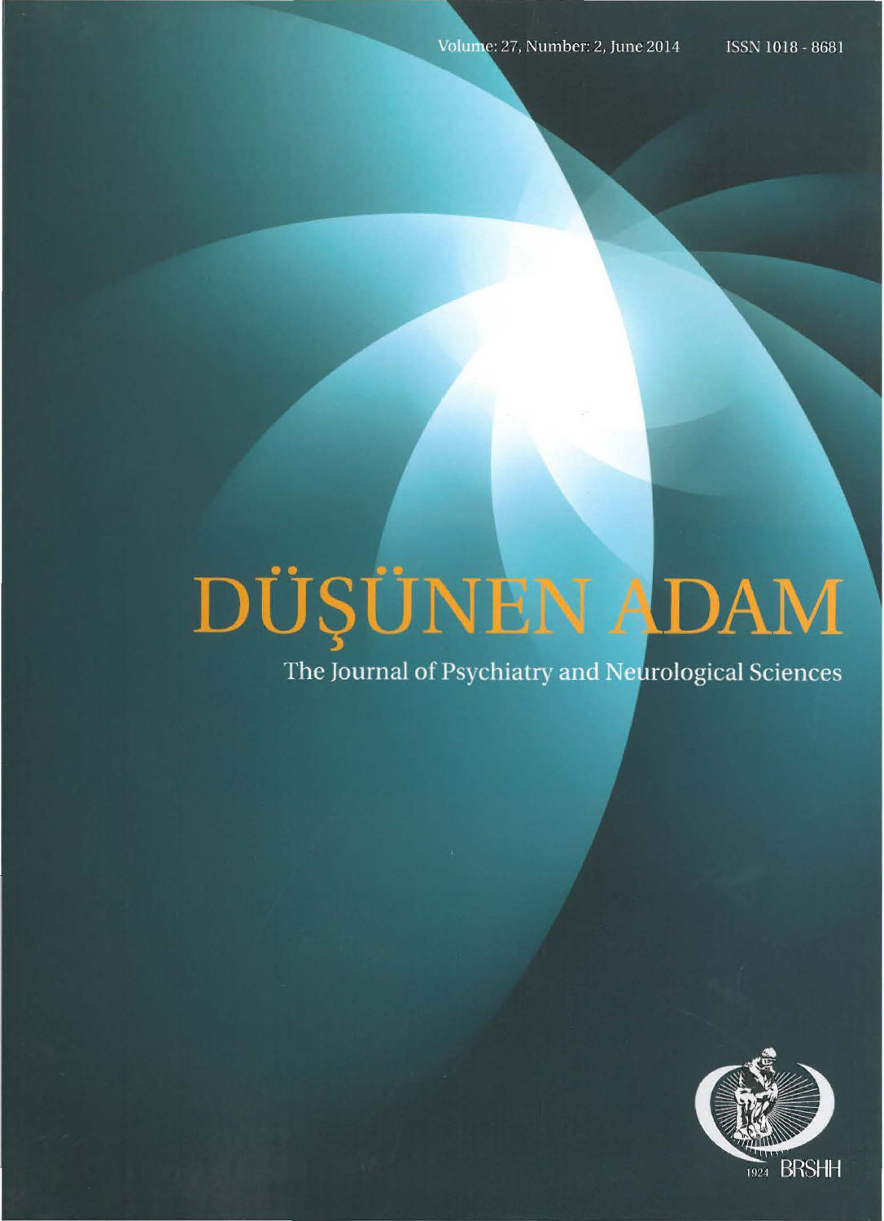Volume: 27, Number: 2, June 2014 ISSN 1018 - 8681

# DÜŞÜNEN ADAM

The Journal of Psychiatry and Neurological Sciences

1924 BRSHH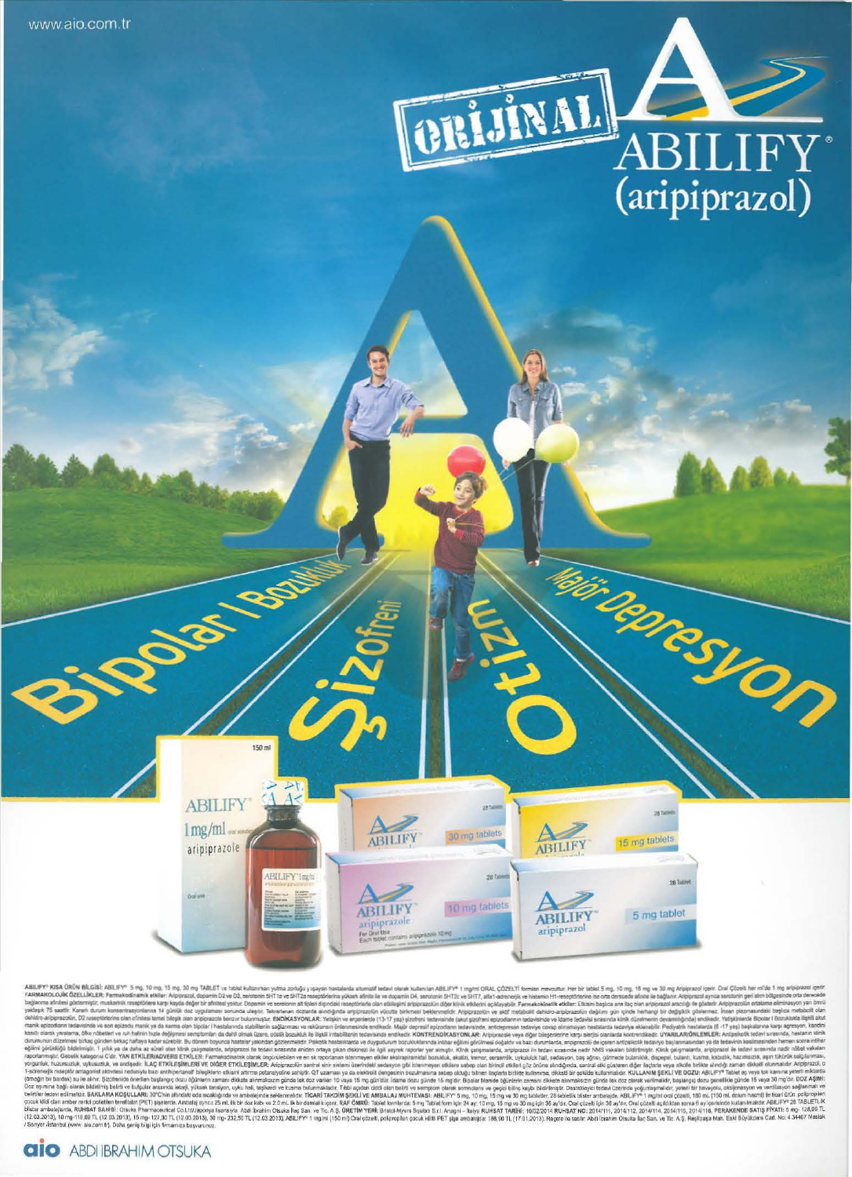www.aio.com.tr

ORİJİNAL

# ABILIFY®
## (aripiprazol)

Bipolar I Bozukluk

Şizofreni

Otizm

Majör Depresyon

ABILIFY® 1 mg/ml oral solution aripiprazole

ABILIFY 30 mg tablets

ABILIFY 15 mg tablets

ABILIFY aripiprazole 10 mg tablets

ABILIFY aripiprazol 5 mg tablet

aio ABDİ İBRAHİM OTSUKA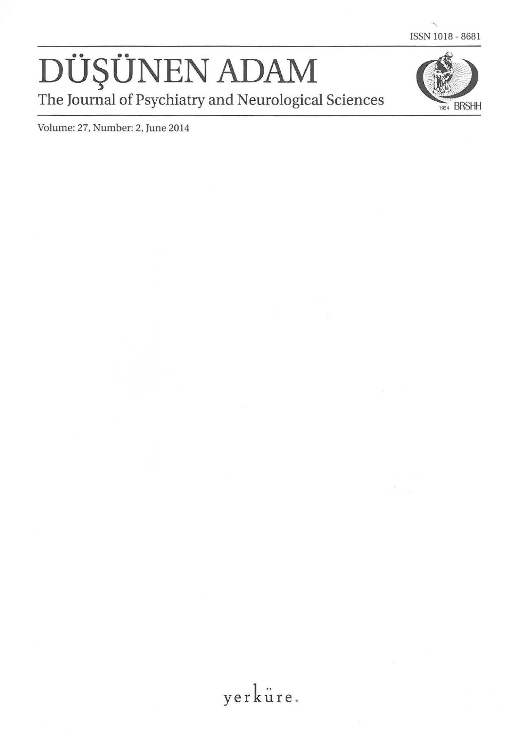ISSN 1018 - 8681

# DÜŞÜNEN ADAM

The Journal of Psychiatry and Neurological Sciences

1924 BRSHH

Volume: 27, Number: 2, June 2014

yerküre.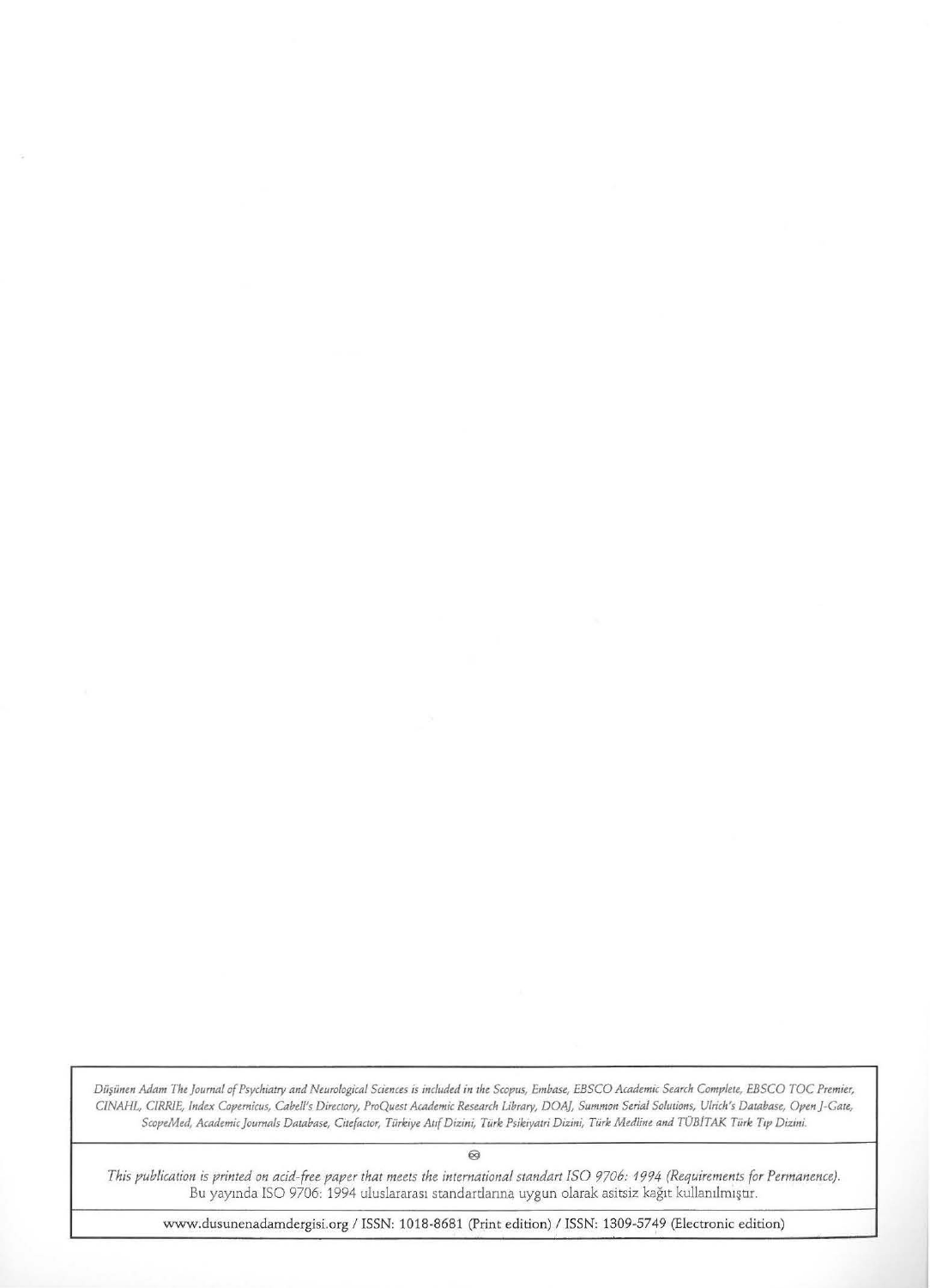*Düşünen Adam The Journal of Psychiatry and Neurological Sciences is included in the Scopus, Embase, EBSCO Academic Search Complete, EBSCO TOC Premier, CINAHL, CIRRIE, Index Copernicus, Cabell's Directory, ProQuest Academic Research Library, DOAJ, Summon Serial Solutions, Ulrich's Database, Open J-Gate, ScopeMed, Academic Journals Database, Citefactor, Türkiye Atıf Dizini, Türk Psikiyatri Dizini, Türk Medline and TÜBİTAK Türk Tıp Dizini.*

---

∞

*This publication is printed on acid-free paper that meets the international standart ISO 9706: 1994 (Requirements for Permanence).*
Bu yayında ISO 9706: 1994 uluslararası standartlarına uygun olarak asitsiz kağıt kullanılmıştır.

---

www.dusunenadamdergisi.org / ISSN: 1018-8681 (Print edition) / ISSN: 1309-5749 (Electronic edition)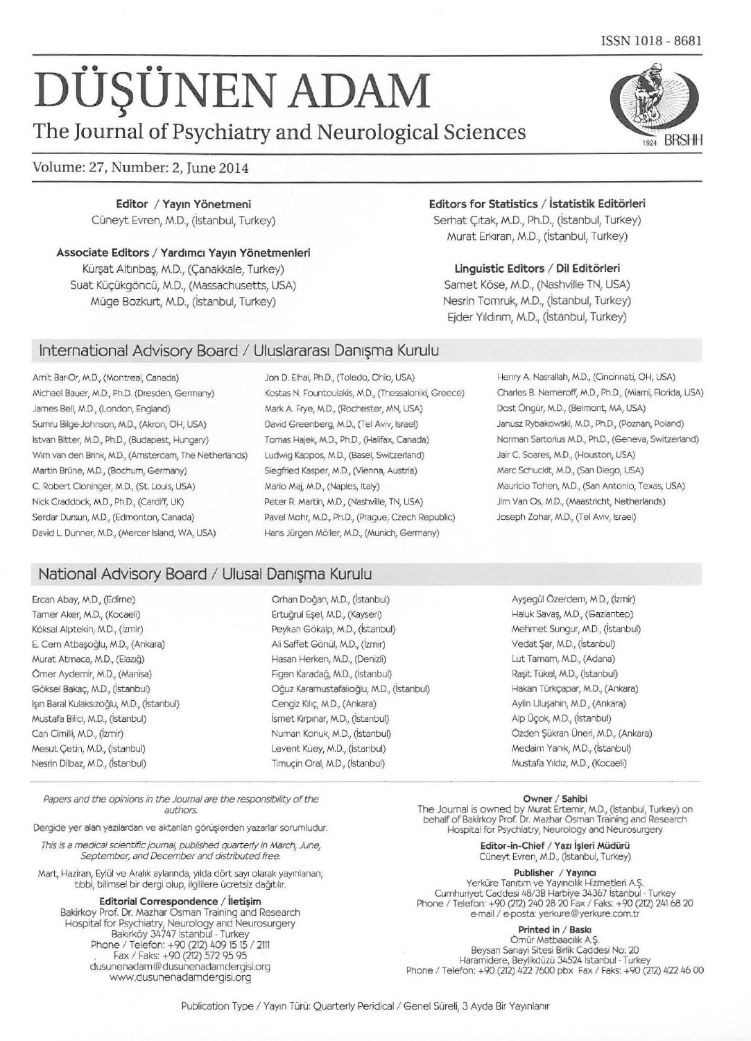ISSN 1018 - 8681

# DÜŞÜNEN ADAM

## The Journal of Psychiatry and Neurological Sciences

Volume: 27, Number: 2, June 2014

**Editor / Yayın Yönetmeni**
Cüneyt Evren, M.D., (İstanbul, Turkey)

**Associate Editors / Yardımcı Yayın Yönetmenleri**
Kürşat Altınbaş, M.D., (Çanakkale, Turkey)
Suat Küçükgöncü, M.D., (Massachusetts, USA)
Müge Bozkurt, M.D., (İstanbul, Turkey)

**Editors for Statistics / İstatistik Editörleri**
Serhat Çıtak, M.D., Ph.D., (İstanbul, Turkey)
Murat Erkıran, M.D., (İstanbul, Turkey)

**Linguistic Editors / Dil Editörleri**
Samet Köse, M.D., (Nashville TN, USA)
Nesrin Tomruk, M.D., (İstanbul, Turkey)
Ejder Yıldırım, M.D., (İstanbul, Turkey)

### International Advisory Board / Uluslararası Danışma Kurulu

Amit Bar-Or, M.D., (Montreal, Canada)
Michael Bauer, M.D., Ph.D. (Dresden, Germany)
James Bell, M.D., (London, England)
Sumru Bilge-Johnson, M.D., (Akron, OH, USA)
Istvan Bitter, M.D., Ph.D., (Budapest, Hungary)
Wim van den Brink, M.D., (Amsterdam, The Netherlands)
Martin Brüne, M.D., (Bochum, Germany)
C. Robert Cloninger, M.D., (St. Louis, USA)
Nick Craddock, M.D., Ph.D., (Cardiff, UK)
Serdar Dursun, M.D., (Edmonton, Canada)
David L. Dunner, M.D., (Mercer Island, WA, USA)
Jon D. Elhai, Ph.D., (Toledo, Ohio, USA)
Kostas N. Fountoulakis, M.D., (Thessaloniki, Greece)
Mark A. Frye, M.D., (Rochester, MN, USA)
David Greenberg, M.D., (Tel Aviv, Israel)
Tomas Hajek, M.D., Ph.D., (Halifax, Canada)
Ludwig Kappos, M.D., (Basel, Switzerland)
Siegfried Kasper, M.D., (Vienna, Austria)
Mario Maj, M.D., (Naples, Italy)
Peter R. Martin, M.D., (Nashville, TN, USA)
Pavel Mohr, M.D., Ph.D., (Prague, Czech Republic)
Hans Jürgen Möller, M.D., (Munich, Germany)
Henry A. Nasrallah, M.D., (Cincinnati, OH, USA)
Charles B. Nemeroff, M.D., Ph.D., (Miami, Florida, USA)
Dost Öngür, M.D., (Belmont, MA, USA)
Janusz Rybakowski, M.D., Ph.D., (Poznan, Poland)
Norman Sartorius M.D., Ph.D., (Geneva, Switzerland)
Jair C. Soares, M.D., (Houston, USA)
Marc Schuckit, M.D., (San Diego, USA)
Mauricio Tohen, M.D., (San Antonio, Texas, USA)
Jim Van Os, M.D., (Maastricht, Netherlands)
Joseph Zohar, M.D., (Tel Aviv, Israel)

### National Advisory Board / Ulusal Danışma Kurulu

Ercan Abay, M.D., (Edirne)
Tamer Aker, M.D., (Kocaeli)
Köksal Alptekin, M.D., (İzmir)
E. Cem Atbaşoğlu, M.D., (Ankara)
Murat Atmaca, M.D., (Elazığ)
Ömer Aydemir, M.D., (Manisa)
Göksel Bakaç, M.D., (İstanbul)
Işın Baral Kulaksızoğlu, M.D., (İstanbul)
Mustafa Bilici, M.D., (İstanbul)
Can Cimilli, M.D., (İzmir)
Mesut Çetin, M.D., (İstanbul)
Nesrin Dilbaz, M.D., (İstanbul)
Orhan Doğan, M.D., (İstanbul)
Ertuğrul Eşel, M.D., (Kayseri)
Peykan Gökalp, M.D., (İstanbul)
Ali Saffet Gönül, M.D., (İzmir)
Hasan Herken, M.D., (Denizli)
Figen Karadağ, M.D., (İstanbul)
Oğuz Karamustafalıoğlu, M.D., (İstanbul)
Cengiz Kılıç, M.D., (Ankara)
İsmet Kırpınar, M.D., (İstanbul)
Numan Konuk, M.D., (İstanbul)
Levent Küey, M.D., (İstanbul)
Timuçin Oral, M.D., (İstanbul)
Ayşegül Özerdem, M.D., (İzmir)
Haluk Savaş, M.D., (Gaziantep)
Mehmet Sungur, M.D., (İstanbul)
Vedat Şar, M.D., (İstanbul)
Lut Tamam, M.D., (Adana)
Raşit Tükel, M.D., (İstanbul)
Hakan Türkçapar, M.D., (Ankara)
Aylin Uluşahin, M.D., (Ankara)
Alp Üçok, M.D., (İstanbul)
Özden Şükran Üneri, M.D., (Ankara)
Medaim Yanık, M.D., (İstanbul)
Mustafa Yıldız, M.D., (Kocaeli)

*Papers and the opinions in the Journal are the responsibility of the authors.*

Dergide yer alan yazılardan ve aktarılan görüşlerden yazarlar sorumludur.

*This is a medical scientific journal, published quarterly in March, June, September, and December and distributed free.*

Mart, Haziran, Eylül ve Aralık aylarında, yılda dört sayı olarak yayınlanan; tıbbi, bilimsel bir dergi olup, ilgililere ücretsiz dağıtılır.

**Editorial Correspondence / İletişim**
Bakirkoy Prof. Dr. Mazhar Osman Training and Research Hospital for Psychiatry, Neurology and Neurosurgery
Bakırköy 34747 İstanbul - Turkey
Phone / Telefon: +90 (212) 409 15 15 / 2111
Fax / Faks: +90 (212) 572 95 95
dusunenadam@dusunenadamdergisi.org
www.dusunenadamdergisi.org

**Owner / Sahibi**
The Journal is owned by Murat Ertemir, M.D., (İstanbul, Turkey) on behalf of Bakirkoy Prof. Dr. Mazhar Osman Training and Research Hospital for Psychiatry, Neurology and Neurosurgery

**Editor-in-Chief / Yazı İşleri Müdürü**
Cüneyt Evren, M.D., (İstanbul, Turkey)

**Publisher / Yayıncı**
Yerküre Tanıtım ve Yayıncılık Hizmetleri A.Ş.
Cumhuriyet Caddesi 48/3B Harbiye 34367 İstanbul - Turkey
Phone / Telefon: +90 (212) 240 28 20 Fax / Faks: +90 (212) 241 68 20
e-mail / e-posta: yerkure@yerkure.com.tr

**Printed in / Baskı**
Ömür Matbaacılık A.Ş.
Beysan Sanayi Sitesi Birlik Caddesi No: 20
Haramidere, Beylikdüzü 34524 İstanbul - Turkey
Phone / Telefon: +90 (212) 422 7600 pbx Fax / Faks: +90 (212) 422 46 00

Publication Type / Yayın Türü: Quarterly Peridical / Genel Süreli, 3 Ayda Bir Yayınlanır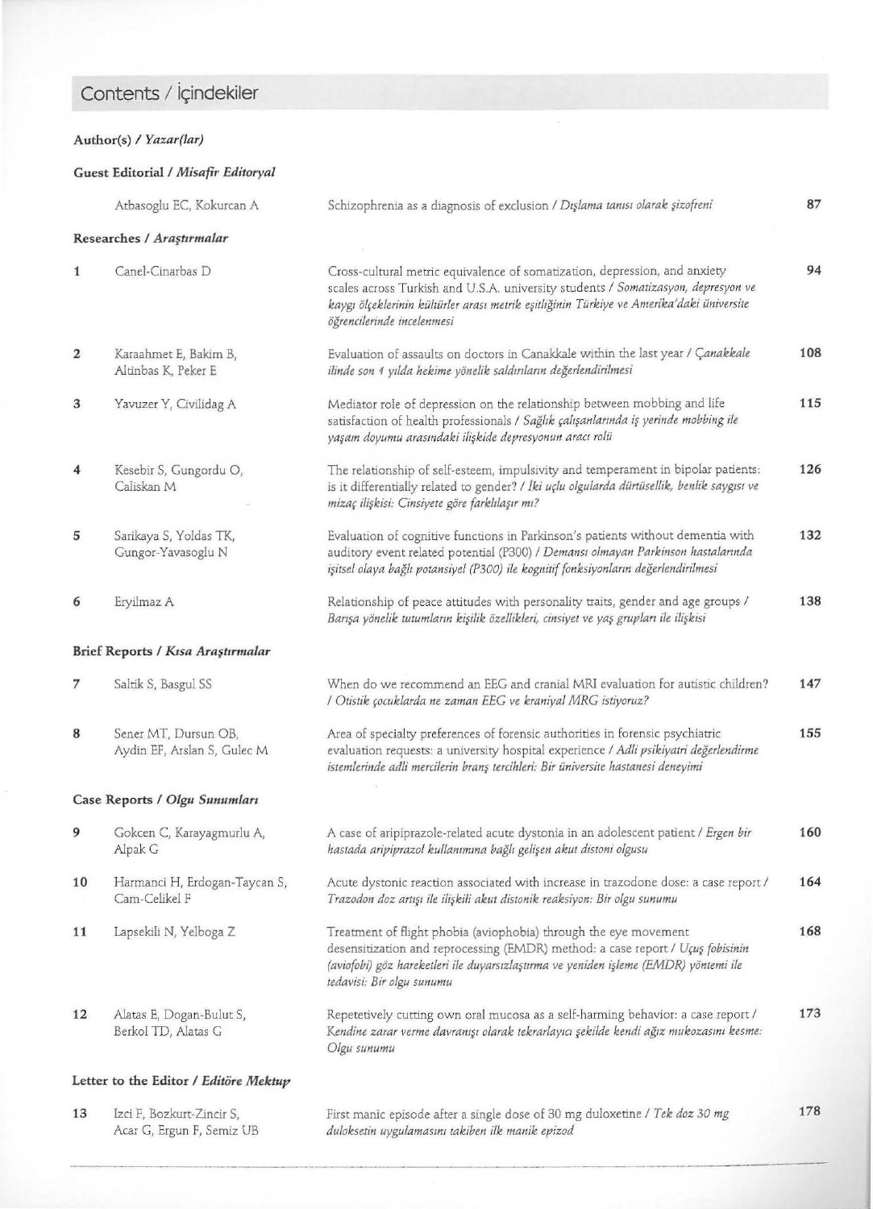# Contents / İçindekiler

| Author(s) / *Yazar(lar)* | | | |
|---|---|---|---|
| **Guest Editorial / *Misafir Editoryal*** | | | |
| | Atbasoglu EC, Kokurcan A | Schizophrenia as a diagnosis of exclusion / *Dışlama tanısı olarak şizofreni* | 87 |
| **Researches / *Araştırmalar*** | | | |
| 1 | Canel-Cinarbas D | Cross-cultural metric equivalence of somatization, depression, and anxiety scales across Turkish and U.S.A. university students / *Somatizasyon, depresyon ve kaygı ölçeklerinin kültürler arası metrik eşitliğinin Türkiye ve Amerika'daki üniversite öğrencilerinde incelenmesi* | 94 |
| 2 | Karaahmet E, Bakim B, Altinbas K, Peker E | Evaluation of assaults on doctors in Canakkale within the last year / *Çanakkale ilinde son 4 yılda hekime yönelik saldırıların değerlendirilmesi* | 108 |
| 3 | Yavuzer Y, Civilidag A | Mediator role of depression on the relationship between mobbing and life satisfaction of health professionals / *Sağlık çalışanlarında iş yerinde mobbing ile yaşam doyumu arasındaki ilişkide depresyonun aracı rolü* | 115 |
| 4 | Kesebir S, Gungordu O, Caliskan M | The relationship of self-esteem, impulsivity and temperament in bipolar patients: is it differentially related to gender? / *İki uçlu olgularda dürtüsellik, benlik saygısı ve mizaç ilişkisi: Cinsiyete göre farklılaşır mı?* | 126 |
| 5 | Sarikaya S, Yoldas TK, Gungor-Yavasoglu N | Evaluation of cognitive functions in Parkinson's patients without dementia with auditory event related potential (P300) / *Demansı olmayan Parkinson hastalarında işitsel olaya bağlı potansiyel (P300) ile kognitif fonksiyonların değerlendirilmesi* | 132 |
| 6 | Eryilmaz A | Relationship of peace attitudes with personality traits, gender and age groups / *Barışa yönelik tutumların kişilik özellikleri, cinsiyet ve yaş grupları ile ilişkisi* | 138 |
| **Brief Reports / *Kısa Araştırmalar*** | | | |
| 7 | Saltik S, Basgul SS | When do we recommend an EEG and cranial MRI evaluation for autistic children? / *Otistik çocuklarda ne zaman EEG ve kraniyal MRG istiyoruz?* | 147 |
| 8 | Sener MT, Dursun OB, Aydin EF, Arslan S, Gulec M | Area of specialty preferences of forensic authorities in forensic psychiatric evaluation requests: a university hospital experience / *Adli psikiyatri değerlendirme istemlerinde adli mercilerin branş tercihleri: Bir üniversite hastanesi deneyimi* | 155 |
| **Case Reports / *Olgu Sunumları*** | | | |
| 9 | Gokcen C, Karayagmurlu A, Alpak G | A case of aripiprazole-related acute dystonia in an adolescent patient / *Ergen bir hastada aripiprazol kullanımına bağlı gelişen akut distoni olgusu* | 160 |
| 10 | Harmanci H, Erdogan-Taycan S, Cam-Celikel F | Acute dystonic reaction associated with increase in trazodone dose: a case report / *Trazodon doz artışı ile ilişkili akut distonik reaksiyon: Bir olgu sunumu* | 164 |
| 11 | Lapsekili N, Yelboga Z | Treatment of flight phobia (aviophobia) through the eye movement desensitization and reprocessing (EMDR) method: a case report / *Uçuş fobisinin (aviofobi) göz hareketleri ile duyarsızlaştırma ve yeniden işleme (EMDR) yöntemi ile tedavisi: Bir olgu sunumu* | 168 |
| 12 | Alatas E, Dogan-Bulut S, Berkol TD, Alatas G | Repetetively cutting own oral mucosa as a self-harming behavior: a case report / *Kendine zarar verme davranışı olarak tekrarlayıcı şekilde kendi ağız mukozasını kesme: Olgu sunumu* | 173 |
| **Letter to the Editor / *Editöre Mektup*** | | | |
| 13 | Izci F, Bozkurt-Zincir S, Acar G, Ergun F, Semiz UB | First manic episode after a single dose of 30 mg duloxetine / *Tek doz 30 mg duloksetin uygulamasını takiben ilk manik epizod* | 178 |